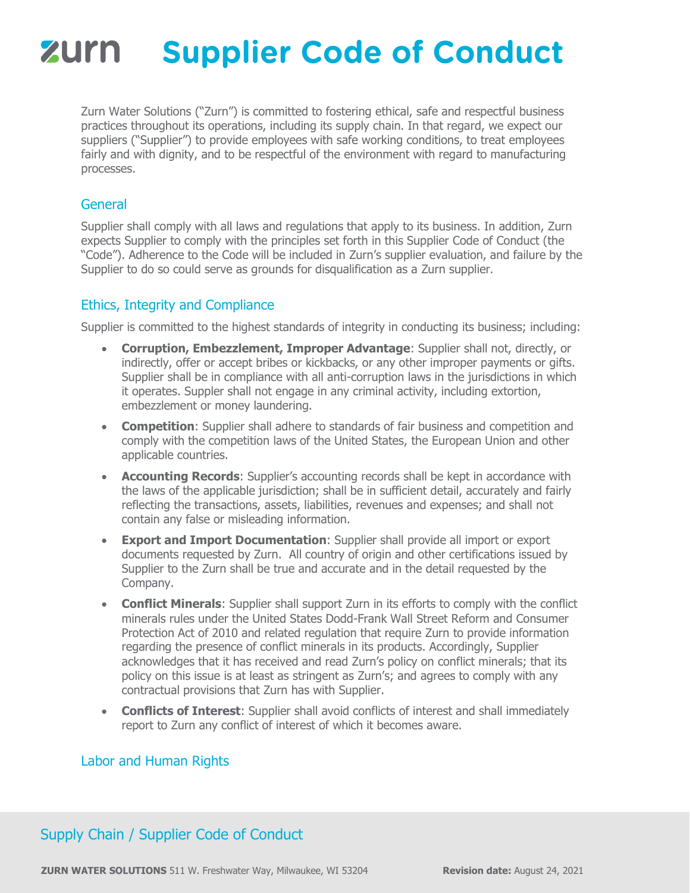# zurn Supplier Code of Conduct

Zurn Water Solutions ("Zurn") is committed to fostering ethical, safe and respectful business practices throughout its operations, including its supply chain. In that regard, we expect our suppliers ("Supplier") to provide employees with safe working conditions, to treat employees fairly and with dignity, and to be respectful of the environment with regard to manufacturing processes.

## General

Supplier shall comply with all laws and regulations that apply to its business. In addition, Zurn expects Supplier to comply with the principles set forth in this Supplier Code of Conduct (the "Code"). Adherence to the Code will be included in Zurn's supplier evaluation, and failure by the Supplier to do so could serve as grounds for disqualification as a Zurn supplier.

## Ethics, Integrity and Compliance

Supplier is committed to the highest standards of integrity in conducting its business; including:

- **Corruption, Embezzlement, Improper Advantage**: Supplier shall not, directly, or indirectly, offer or accept bribes or kickbacks, or any other improper payments or gifts. Supplier shall be in compliance with all anti-corruption laws in the jurisdictions in which it operates. Suppler shall not engage in any criminal activity, including extortion, embezzlement or money laundering.
- **Competition**: Supplier shall adhere to standards of fair business and competition and comply with the competition laws of the United States, the European Union and other applicable countries.
- **Accounting Records**: Supplier's accounting records shall be kept in accordance with the laws of the applicable jurisdiction; shall be in sufficient detail, accurately and fairly reflecting the transactions, assets, liabilities, revenues and expenses; and shall not contain any false or misleading information.
- **Export and Import Documentation**: Supplier shall provide all import or export documents requested by Zurn. All country of origin and other certifications issued by Supplier to the Zurn shall be true and accurate and in the detail requested by the Company.
- **Conflict Minerals**: Supplier shall support Zurn in its efforts to comply with the conflict minerals rules under the United States Dodd-Frank Wall Street Reform and Consumer Protection Act of 2010 and related regulation that require Zurn to provide information regarding the presence of conflict minerals in its products. Accordingly, Supplier acknowledges that it has received and read Zurn's policy on conflict minerals; that its policy on this issue is at least as stringent as Zurn's; and agrees to comply with any contractual provisions that Zurn has with Supplier.
- **Conflicts of Interest**: Supplier shall avoid conflicts of interest and shall immediately report to Zurn any conflict of interest of which it becomes aware.

## Labor and Human Rights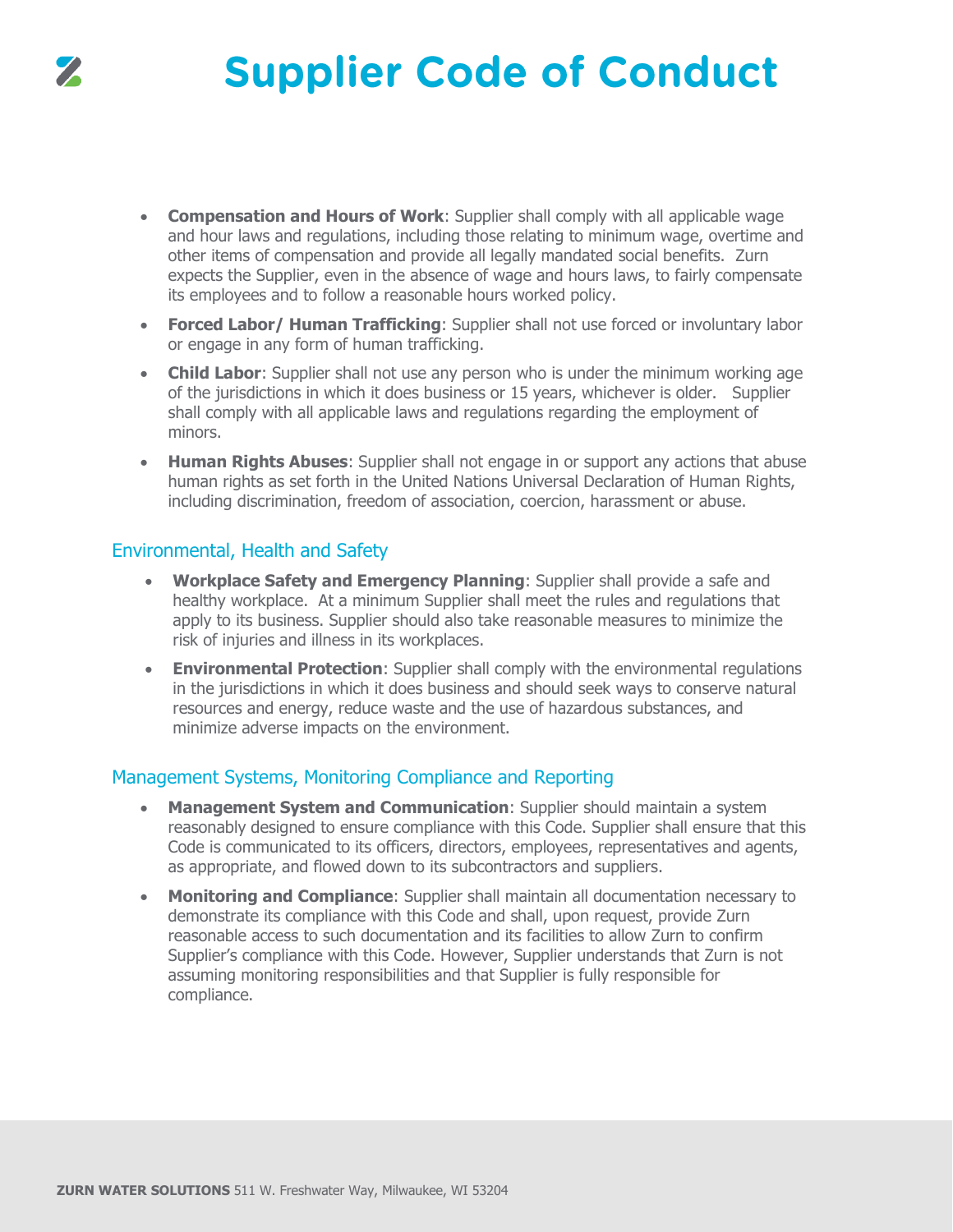# Supplier Code of Conduct

- **Compensation and Hours of Work**: Supplier shall comply with all applicable wage and hour laws and regulations, including those relating to minimum wage, overtime and other items of compensation and provide all legally mandated social benefits. Zurn expects the Supplier, even in the absence of wage and hours laws, to fairly compensate its employees and to follow a reasonable hours worked policy.
- **Forced Labor/ Human Trafficking**: Supplier shall not use forced or involuntary labor or engage in any form of human trafficking.
- **Child Labor**: Supplier shall not use any person who is under the minimum working age of the jurisdictions in which it does business or 15 years, whichever is older. Supplier shall comply with all applicable laws and regulations regarding the employment of minors.
- **Human Rights Abuses**: Supplier shall not engage in or support any actions that abuse human rights as set forth in the United Nations Universal Declaration of Human Rights, including discrimination, freedom of association, coercion, harassment or abuse.

## Environmental, Health and Safety

- **Workplace Safety and Emergency Planning**: Supplier shall provide a safe and healthy workplace. At a minimum Supplier shall meet the rules and regulations that apply to its business. Supplier should also take reasonable measures to minimize the risk of injuries and illness in its workplaces.
- **Environmental Protection**: Supplier shall comply with the environmental regulations in the jurisdictions in which it does business and should seek ways to conserve natural resources and energy, reduce waste and the use of hazardous substances, and minimize adverse impacts on the environment.

## Management Systems, Monitoring Compliance and Reporting

- **Management System and Communication**: Supplier should maintain a system reasonably designed to ensure compliance with this Code. Supplier shall ensure that this Code is communicated to its officers, directors, employees, representatives and agents, as appropriate, and flowed down to its subcontractors and suppliers.
- **Monitoring and Compliance**: Supplier shall maintain all documentation necessary to demonstrate its compliance with this Code and shall, upon request, provide Zurn reasonable access to such documentation and its facilities to allow Zurn to confirm Supplier's compliance with this Code. However, Supplier understands that Zurn is not assuming monitoring responsibilities and that Supplier is fully responsible for compliance.

**ZURN WATER SOLUTIONS** 511 W. Freshwater Way, Milwaukee, WI 53204